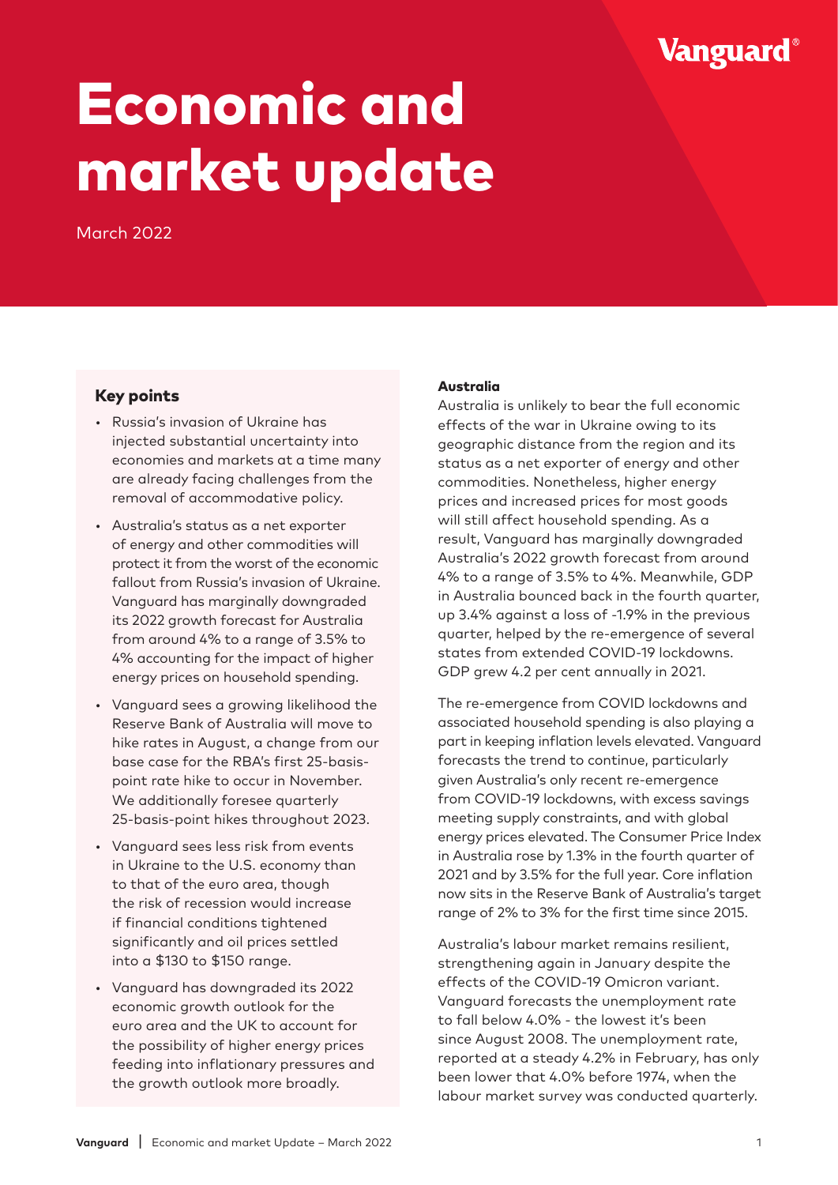# Economic and market update

March 2022

## Key points

- Russia's invasion of Ukraine has injected substantial uncertainty into economies and markets at a time many are already facing challenges from the removal of accommodative policy.
- Australia's status as a net exporter of energy and other commodities will protect it from the worst of the economic fallout from Russia's invasion of Ukraine. Vanguard has marginally downgraded its 2022 growth forecast for Australia from around 4% to a range of 3.5% to 4% accounting for the impact of higher energy prices on household spending.
- Vanguard sees a growing likelihood the Reserve Bank of Australia will move to hike rates in August, a change from our base case for the RBA's first 25-basis-point rate hike to occur in November. We additionally foresee quarterly 25-basis-point hikes throughout 2023.
- Vanguard sees less risk from events in Ukraine to the U.S. economy than to that of the euro area, though the risk of recession would increase if financial conditions tightened significantly and oil prices settled into a $130 to $150 range.
- Vanguard has downgraded its 2022 economic growth outlook for the euro area and the UK to account for the possibility of higher energy prices feeding into inflationary pressures and the growth outlook more broadly.

### Australia

Australia is unlikely to bear the full economic effects of the war in Ukraine owing to its geographic distance from the region and its status as a net exporter of energy and other commodities. Nonetheless, higher energy prices and increased prices for most goods will still affect household spending. As a result, Vanguard has marginally downgraded Australia's 2022 growth forecast from around 4% to a range of 3.5% to 4%. Meanwhile, GDP in Australia bounced back in the fourth quarter, up 3.4% against a loss of -1.9% in the previous quarter, helped by the re-emergence of several states from extended COVID-19 lockdowns. GDP grew 4.2 per cent annually in 2021.

The re-emergence from COVID lockdowns and associated household spending is also playing a part in keeping inflation levels elevated. Vanguard forecasts the trend to continue, particularly given Australia's only recent re-emergence from COVID-19 lockdowns, with excess savings meeting supply constraints, and with global energy prices elevated. The Consumer Price Index in Australia rose by 1.3% in the fourth quarter of 2021 and by 3.5% for the full year. Core inflation now sits in the Reserve Bank of Australia's target range of 2% to 3% for the first time since 2015.

Australia's labour market remains resilient, strengthening again in January despite the effects of the COVID-19 Omicron variant. Vanguard forecasts the unemployment rate to fall below 4.0% - the lowest it's been since August 2008. The unemployment rate, reported at a steady 4.2% in February, has only been lower that 4.0% before 1974, when the labour market survey was conducted quarterly.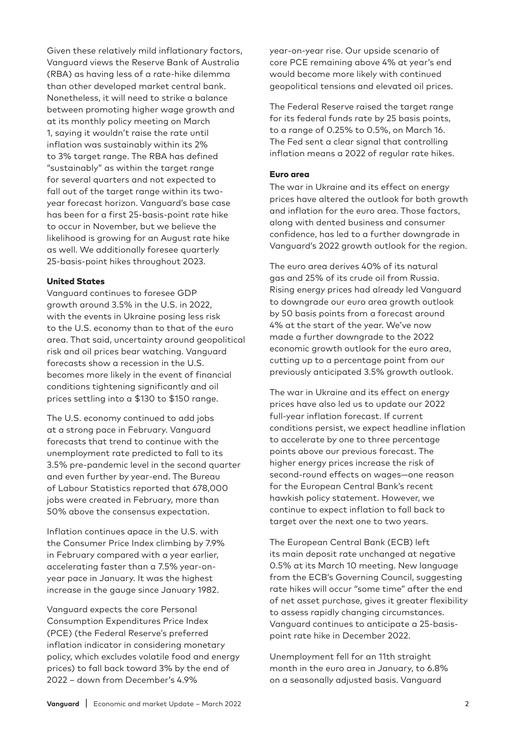Given these relatively mild inflationary factors, Vanguard views the Reserve Bank of Australia (RBA) as having less of a rate-hike dilemma than other developed market central bank. Nonetheless, it will need to strike a balance between promoting higher wage growth and at its monthly policy meeting on March 1, saying it wouldn't raise the rate until inflation was sustainably within its 2% to 3% target range. The RBA has defined "sustainably" as within the target range for several quarters and not expected to fall out of the target range within its two-year forecast horizon. Vanguard's base case has been for a first 25-basis-point rate hike to occur in November, but we believe the likelihood is growing for an August rate hike as well. We additionally foresee quarterly 25-basis-point hikes throughout 2023.

### United States

Vanguard continues to foresee GDP growth around 3.5% in the U.S. in 2022, with the events in Ukraine posing less risk to the U.S. economy than to that of the euro area. That said, uncertainty around geopolitical risk and oil prices bear watching. Vanguard forecasts show a recession in the U.S. becomes more likely in the event of financial conditions tightening significantly and oil prices settling into a $130 to $150 range.

The U.S. economy continued to add jobs at a strong pace in February. Vanguard forecasts that trend to continue with the unemployment rate predicted to fall to its 3.5% pre-pandemic level in the second quarter and even further by year-end. The Bureau of Labour Statistics reported that 678,000 jobs were created in February, more than 50% above the consensus expectation.

Inflation continues apace in the U.S. with the Consumer Price Index climbing by 7.9% in February compared with a year earlier, accelerating faster than a 7.5% year-on-year pace in January. It was the highest increase in the gauge since January 1982.

Vanguard expects the core Personal Consumption Expenditures Price Index (PCE) (the Federal Reserve's preferred inflation indicator in considering monetary policy, which excludes volatile food and energy prices) to fall back toward 3% by the end of 2022 – down from December's 4.9% year-on-year rise. Our upside scenario of core PCE remaining above 4% at year's end would become more likely with continued geopolitical tensions and elevated oil prices.

The Federal Reserve raised the target range for its federal funds rate by 25 basis points, to a range of 0.25% to 0.5%, on March 16. The Fed sent a clear signal that controlling inflation means a 2022 of regular rate hikes.

### Euro area

The war in Ukraine and its effect on energy prices have altered the outlook for both growth and inflation for the euro area. Those factors, along with dented business and consumer confidence, has led to a further downgrade in Vanguard's 2022 growth outlook for the region.

The euro area derives 40% of its natural gas and 25% of its crude oil from Russia. Rising energy prices had already led Vanguard to downgrade our euro area growth outlook by 50 basis points from a forecast around 4% at the start of the year. We've now made a further downgrade to the 2022 economic growth outlook for the euro area, cutting up to a percentage point from our previously anticipated 3.5% growth outlook.

The war in Ukraine and its effect on energy prices have also led us to update our 2022 full-year inflation forecast. If current conditions persist, we expect headline inflation to accelerate by one to three percentage points above our previous forecast. The higher energy prices increase the risk of second-round effects on wages—one reason for the European Central Bank's recent hawkish policy statement. However, we continue to expect inflation to fall back to target over the next one to two years.

The European Central Bank (ECB) left its main deposit rate unchanged at negative 0.5% at its March 10 meeting. New language from the ECB's Governing Council, suggesting rate hikes will occur "some time" after the end of net asset purchase, gives it greater flexibility to assess rapidly changing circumstances. Vanguard continues to anticipate a 25-basis-point rate hike in December 2022.

Unemployment fell for an 11th straight month in the euro area in January, to 6.8% on a seasonally adjusted basis. Vanguard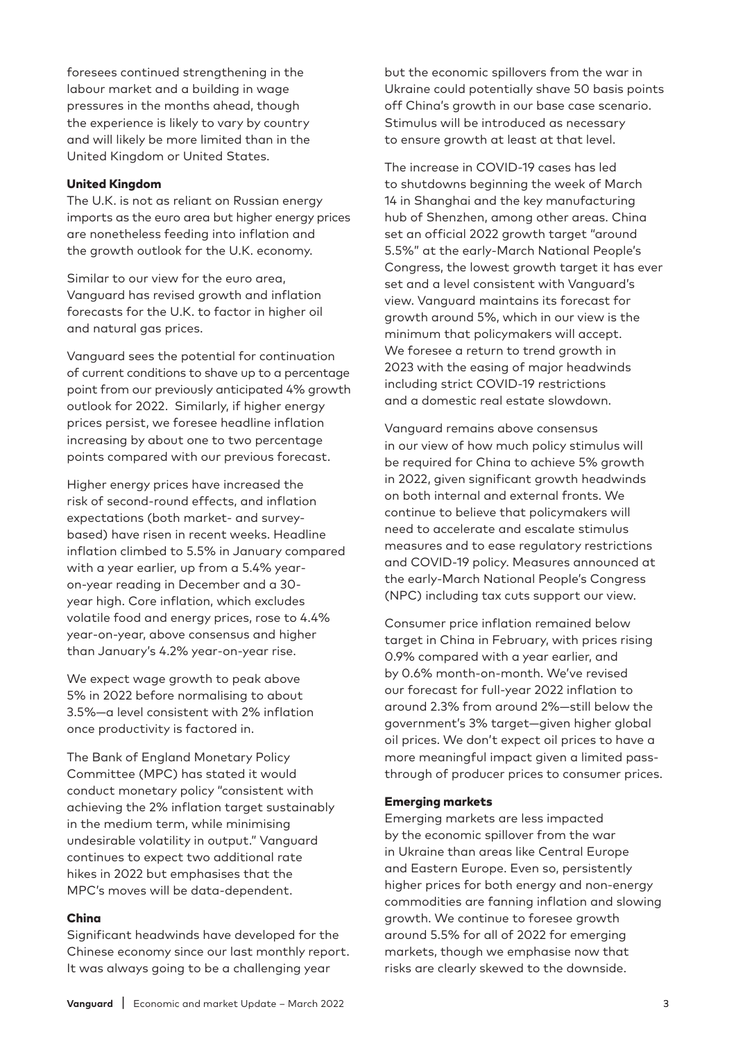foresees continued strengthening in the labour market and a building in wage pressures in the months ahead, though the experience is likely to vary by country and will likely be more limited than in the United Kingdom or United States.

### United Kingdom

The U.K. is not as reliant on Russian energy imports as the euro area but higher energy prices are nonetheless feeding into inflation and the growth outlook for the U.K. economy.

Similar to our view for the euro area, Vanguard has revised growth and inflation forecasts for the U.K. to factor in higher oil and natural gas prices.

Vanguard sees the potential for continuation of current conditions to shave up to a percentage point from our previously anticipated 4% growth outlook for 2022. Similarly, if higher energy prices persist, we foresee headline inflation increasing by about one to two percentage points compared with our previous forecast.

Higher energy prices have increased the risk of second-round effects, and inflation expectations (both market- and survey-based) have risen in recent weeks. Headline inflation climbed to 5.5% in January compared with a year earlier, up from a 5.4% year-on-year reading in December and a 30-year high. Core inflation, which excludes volatile food and energy prices, rose to 4.4% year-on-year, above consensus and higher than January's 4.2% year-on-year rise.

We expect wage growth to peak above 5% in 2022 before normalising to about 3.5%—a level consistent with 2% inflation once productivity is factored in.

The Bank of England Monetary Policy Committee (MPC) has stated it would conduct monetary policy "consistent with achieving the 2% inflation target sustainably in the medium term, while minimising undesirable volatility in output." Vanguard continues to expect two additional rate hikes in 2022 but emphasises that the MPC's moves will be data-dependent.

### China

Significant headwinds have developed for the Chinese economy since our last monthly report. It was always going to be a challenging year but the economic spillovers from the war in Ukraine could potentially shave 50 basis points off China's growth in our base case scenario. Stimulus will be introduced as necessary to ensure growth at least at that level.

The increase in COVID-19 cases has led to shutdowns beginning the week of March 14 in Shanghai and the key manufacturing hub of Shenzhen, among other areas. China set an official 2022 growth target "around 5.5%" at the early-March National People's Congress, the lowest growth target it has ever set and a level consistent with Vanguard's view. Vanguard maintains its forecast for growth around 5%, which in our view is the minimum that policymakers will accept. We foresee a return to trend growth in 2023 with the easing of major headwinds including strict COVID-19 restrictions and a domestic real estate slowdown.

Vanguard remains above consensus in our view of how much policy stimulus will be required for China to achieve 5% growth in 2022, given significant growth headwinds on both internal and external fronts. We continue to believe that policymakers will need to accelerate and escalate stimulus measures and to ease regulatory restrictions and COVID-19 policy. Measures announced at the early-March National People's Congress (NPC) including tax cuts support our view.

Consumer price inflation remained below target in China in February, with prices rising 0.9% compared with a year earlier, and by 0.6% month-on-month. We've revised our forecast for full-year 2022 inflation to around 2.3% from around 2%—still below the government's 3% target—given higher global oil prices. We don't expect oil prices to have a more meaningful impact given a limited pass-through of producer prices to consumer prices.

### Emerging markets

Emerging markets are less impacted by the economic spillover from the war in Ukraine than areas like Central Europe and Eastern Europe. Even so, persistently higher prices for both energy and non-energy commodities are fanning inflation and slowing growth. We continue to foresee growth around 5.5% for all of 2022 for emerging markets, though we emphasise now that risks are clearly skewed to the downside.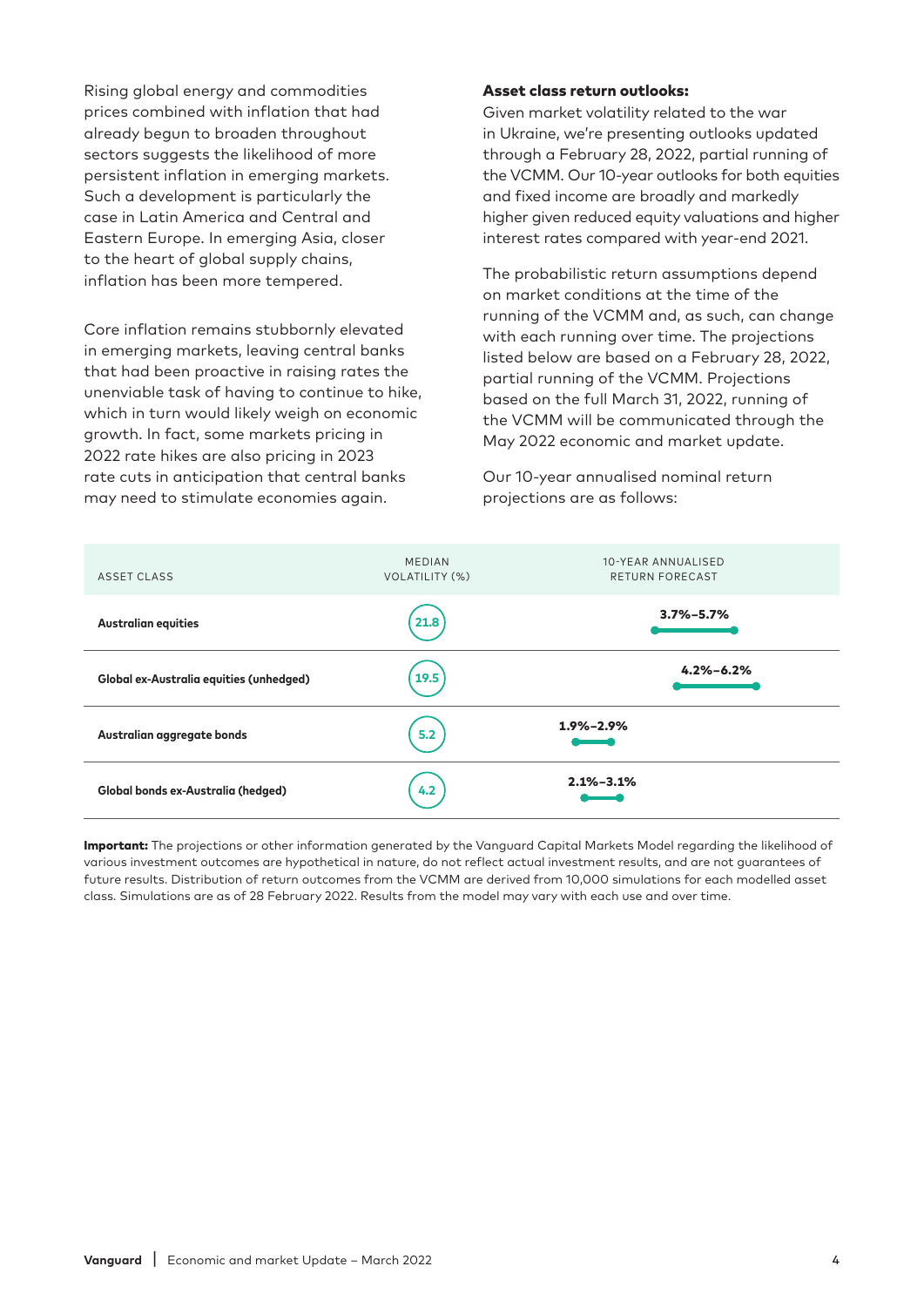Rising global energy and commodities prices combined with inflation that had already begun to broaden throughout sectors suggests the likelihood of more persistent inflation in emerging markets. Such a development is particularly the case in Latin America and Central and Eastern Europe. In emerging Asia, closer to the heart of global supply chains, inflation has been more tempered.

Core inflation remains stubbornly elevated in emerging markets, leaving central banks that had been proactive in raising rates the unenviable task of having to continue to hike, which in turn would likely weigh on economic growth. In fact, some markets pricing in 2022 rate hikes are also pricing in 2023 rate cuts in anticipation that central banks may need to stimulate economies again.

**Asset class return outlooks:**

Given market volatility related to the war in Ukraine, we're presenting outlooks updated through a February 28, 2022, partial running of the VCMM. Our 10-year outlooks for both equities and fixed income are broadly and markedly higher given reduced equity valuations and higher interest rates compared with year-end 2021.

The probabilistic return assumptions depend on market conditions at the time of the running of the VCMM and, as such, can change with each running over time. The projections listed below are based on a February 28, 2022, partial running of the VCMM. Projections based on the full March 31, 2022, running of the VCMM will be communicated through the May 2022 economic and market update.

Our 10-year annualised nominal return projections are as follows:

| ASSET CLASS | MEDIAN VOLATILITY (%) | 10-YEAR ANNUALISED RETURN FORECAST |
|---|---|---|
| **Australian equities** | 21.8 | 3.7%–5.7% |
| **Global ex-Australia equities (unhedged)** | 19.5 | 4.2%–6.2% |
| **Australian aggregate bonds** | 5.2 | 1.9%–2.9% |
| **Global bonds ex-Australia (hedged)** | 4.2 | 2.1%–3.1% |

**Important:** The projections or other information generated by the Vanguard Capital Markets Model regarding the likelihood of various investment outcomes are hypothetical in nature, do not reflect actual investment results, and are not guarantees of future results. Distribution of return outcomes from the VCMM are derived from 10,000 simulations for each modelled asset class. Simulations are as of 28 February 2022. Results from the model may vary with each use and over time.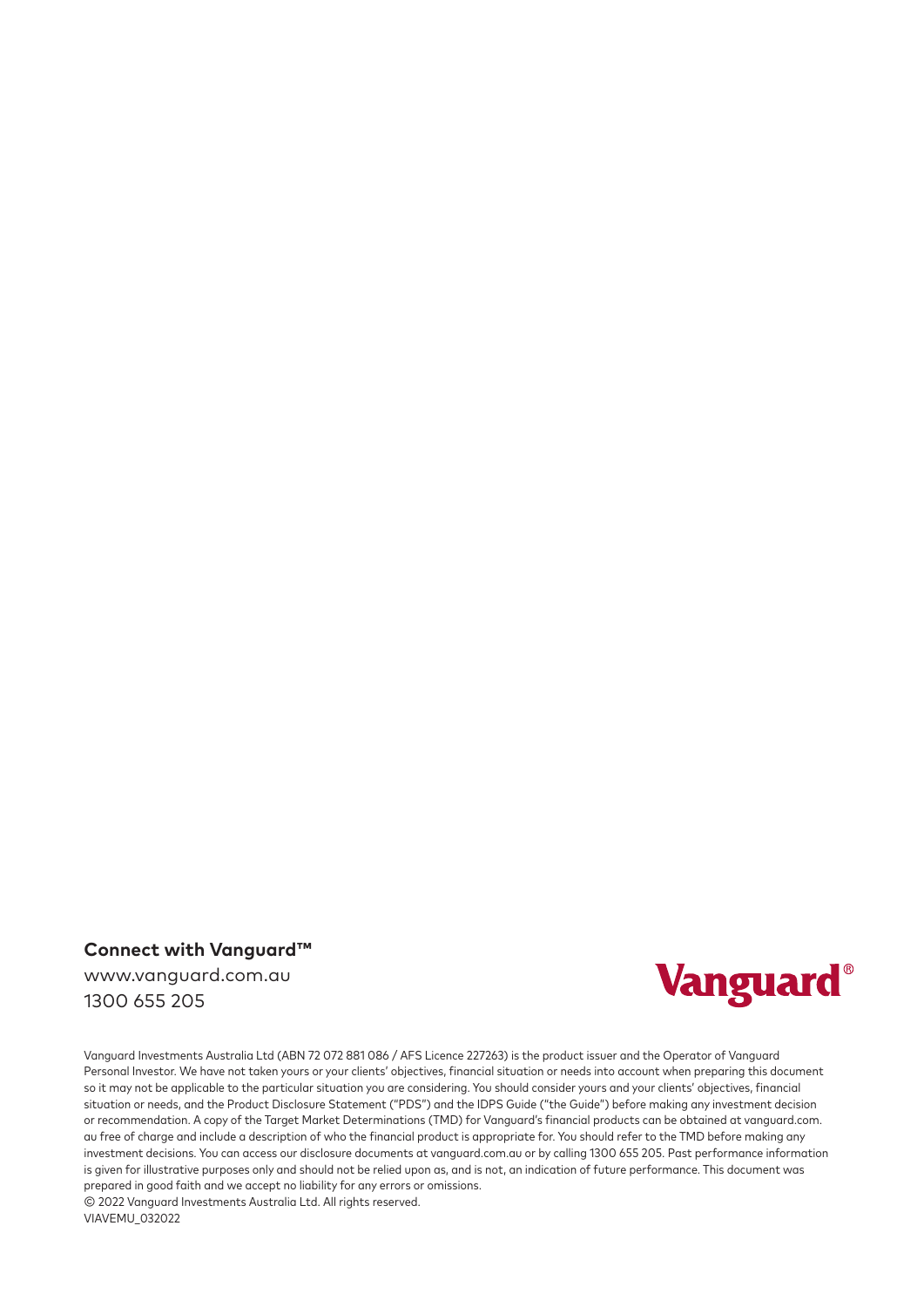**Connect with Vanguard™**

www.vanguard.com.au

1300 655 205

Vanguard®

Vanguard Investments Australia Ltd (ABN 72 072 881 086 / AFS Licence 227263) is the product issuer and the Operator of Vanguard Personal Investor. We have not taken yours or your clients' objectives, financial situation or needs into account when preparing this document so it may not be applicable to the particular situation you are considering. You should consider yours and your clients' objectives, financial situation or needs, and the Product Disclosure Statement ("PDS") and the IDPS Guide ("the Guide") before making any investment decision or recommendation. A copy of the Target Market Determinations (TMD) for Vanguard's financial products can be obtained at vanguard.com.au free of charge and include a description of who the financial product is appropriate for. You should refer to the TMD before making any investment decisions. You can access our disclosure documents at vanguard.com.au or by calling 1300 655 205. Past performance information is given for illustrative purposes only and should not be relied upon as, and is not, an indication of future performance. This document was prepared in good faith and we accept no liability for any errors or omissions.

© 2022 Vanguard Investments Australia Ltd. All rights reserved.

VIAVEMU_032022